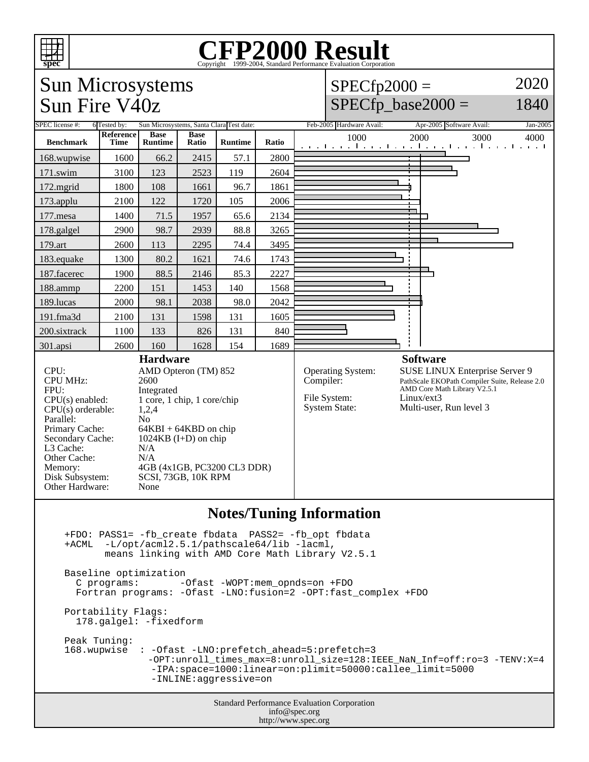# CFP2000 Result

Copyright 1999-2004, Standard Performance Evaluation Corporation

## Sun Microsystems
## Sun Fire V40z

SPECfp2000 = 2020
SPECfp_base2000 = 1840

SPEC license #: 6 | Tested by: Sun Microsystems, Santa Clara | Test date: Feb-2005 | Hardware Avail: Apr-2005 | Software Avail: Jan-2005

| Benchmark | Reference Time | Base Runtime | Base Ratio | Runtime | Ratio |
|---|---|---|---|---|---|
| 168.wupwise | 1600 | 66.2 | 2415 | 57.1 | 2800 |
| 171.swim | 3100 | 123 | 2523 | 119 | 2604 |
| 172.mgrid | 1800 | 108 | 1661 | 96.7 | 1861 |
| 173.applu | 2100 | 122 | 1720 | 105 | 2006 |
| 177.mesa | 1400 | 71.5 | 1957 | 65.6 | 2134 |
| 178.galgel | 2900 | 98.7 | 2939 | 88.8 | 3265 |
| 179.art | 2600 | 113 | 2295 | 74.4 | 3495 |
| 183.equake | 1300 | 80.2 | 1621 | 74.6 | 1743 |
| 187.facerec | 1900 | 88.5 | 2146 | 85.3 | 2227 |
| 188.ammp | 2200 | 151 | 1453 | 140 | 1568 |
| 189.lucas | 2000 | 98.1 | 2038 | 98.0 | 2042 |
| 191.fma3d | 2100 | 131 | 1598 | 131 | 1605 |
| 200.sixtrack | 1100 | 133 | 826 | 131 | 840 |
| 301.apsi | 2600 | 160 | 1628 | 154 | 1689 |

### Hardware

| | |
|---|---|
| CPU: | AMD Opteron (TM) 852 |
| CPU MHz: | 2600 |
| FPU: | Integrated |
| CPU(s) enabled: | 1 core, 1 chip, 1 core/chip |
| CPU(s) orderable: | 1,2,4 |
| Parallel: | No |
| Primary Cache: | 64KBI + 64KBD on chip |
| Secondary Cache: | 1024KB (I+D) on chip |
| L3 Cache: | N/A |
| Other Cache: | N/A |
| Memory: | 4GB (4x1GB, PC3200 CL3 DDR) |
| Disk Subsystem: | SCSI, 73GB, 10K RPM |
| Other Hardware: | None |

### Software

| | |
|---|---|
| Operating System: | SUSE LINUX Enterprise Server 9 |
| Compiler: | PathScale EKOPath Compiler Suite, Release 2.0 AMD Core Math Library V2.5.1 |
| File System: | Linux/ext3 |
| System State: | Multi-user, Run level 3 |

## Notes/Tuning Information

```
+FDO: PASS1= -fb_create fbdata  PASS2= -fb_opt fbdata
+ACML  -L/opt/acml2.5.1/pathscale64/lib -lacml,
       means linking with AMD Core Math Library V2.5.1

Baseline optimization
  C programs:        -Ofast -WOPT:mem_opnds=on +FDO
  Fortran programs: -Ofast -LNO:fusion=2 -OPT:fast_complex +FDO

Portability Flags:
  178.galgel: -fixedform

Peak Tuning:
168.wupwise  : -Ofast -LNO:prefetch_ahead=5:prefetch=3
               -OPT:unroll_times_max=8:unroll_size=128:IEEE_NaN_Inf=off:ro=3 -TENV:X=4
               -IPA:space=1000:linear=on:plimit=50000:callee_limit=5000
               -INLINE:aggressive=on
```

Standard Performance Evaluation Corporation
info@spec.org
http://www.spec.org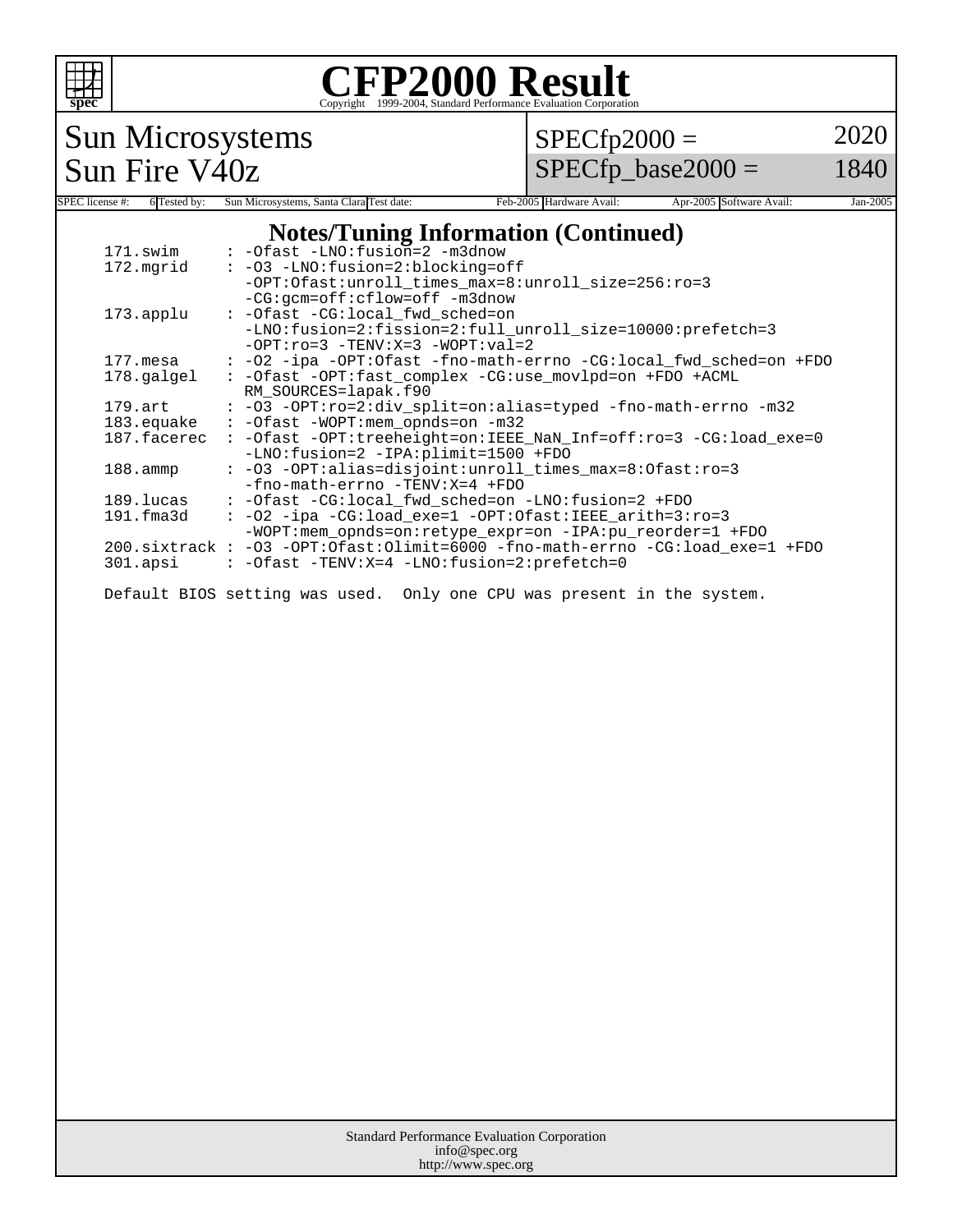# CFP2000 Result

Copyright 1999-2004, Standard Performance Evaluation Corporation

**Sun Microsystems**
**Sun Fire V40z**

SPECfp2000 = 2020
SPECfp_base2000 = 1840

| SPEC license #: | 6 | Tested by: | Sun Microsystems, Santa Clara | Test date: | Feb-2005 | Hardware Avail: | Apr-2005 | Software Avail: | Jan-2005 |
|---|---|---|---|---|---|---|---|---|---|

## Notes/Tuning Information (Continued)

```
171.swim     : -Ofast -LNO:fusion=2 -m3dnow
172.mgrid    : -O3 -LNO:fusion=2:blocking=off
               -OPT:Ofast:unroll_times_max=8:unroll_size=256:ro=3
               -CG:gcm=off:cflow=off -m3dnow
173.applu    : -Ofast -CG:local_fwd_sched=on
               -LNO:fusion=2:fission=2:full_unroll_size=10000:prefetch=3
               -OPT:ro=3 -TENV:X=3 -WOPT:val=2
177.mesa     : -O2 -ipa -OPT:Ofast -fno-math-errno -CG:local_fwd_sched=on +FDO
178.galgel   : -Ofast -OPT:fast_complex -CG:use_movlpd=on +FDO +ACML
               RM_SOURCES=lapak.f90
179.art      : -O3 -OPT:ro=2:div_split=on:alias=typed -fno-math-errno -m32
183.equake   : -Ofast -WOPT:mem_opnds=on -m32
187.facerec  : -Ofast -OPT:treeheight=on:IEEE_NaN_Inf=off:ro=3 -CG:load_exe=0
               -LNO:fusion=2 -IPA:plimit=1500 +FDO
188.ammp     : -O3 -OPT:alias=disjoint:unroll_times_max=8:Ofast:ro=3
               -fno-math-errno -TENV:X=4 +FDO
189.lucas    : -Ofast -CG:local_fwd_sched=on -LNO:fusion=2 +FDO
191.fma3d    : -O2 -ipa -CG:load_exe=1 -OPT:Ofast:IEEE_arith=3:ro=3
               -WOPT:mem_opnds=on:retype_expr=on -IPA:pu_reorder=1 +FDO
200.sixtrack : -O3 -OPT:Ofast:Olimit=6000 -fno-math-errno -CG:load_exe=1 +FDO
301.apsi     : -Ofast -TENV:X=4 -LNO:fusion=2:prefetch=0
```

Default BIOS setting was used. Only one CPU was present in the system.